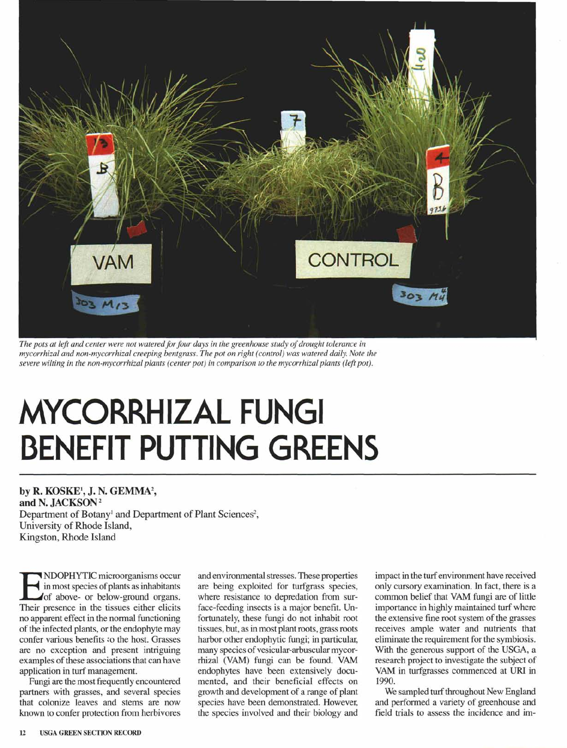*The pots at left and center were not watered for four days in the greenhouse study of drought tolerance in mycorrhizal and non-mycorrhizal creeping bentgrass. The pot on right (control) was watered daily. Note the severe wilting in the non-mycorrhizal plants (center pot) in comparison to the mycorrhizal plants (left pot).*

# MYCORRHIZAL FUNGI BENEFIT PUTTING GREENS

**by R. KOSKE[1], J. N. GEMMA[2], and N. JACKSON[2]**
Department of Botany[1] and Department of Plant Sciences[2],
University of Rhode Island,
Kingston, Rhode Island

ENDOPHYTIC microorganisms occur in most species of plants as inhabitants of above- or below-ground organs. Their presence in the tissues either elicits no apparent effect in the normal functioning of the infected plants, or the endophyte may confer various benefits to the host. Grasses are no exception and present intriguing examples of these associations that can have application in turf management.

Fungi are the most frequently encountered partners with grasses, and several species that colonize leaves and stems are now known to confer protection from herbivores and environmental stresses. These properties are being exploited for turfgrass species, where resistance to depredation from surface-feeding insects is a major benefit. Unfortunately, these fungi do not inhabit root tissues, but, as in most plant roots, grass roots harbor other endophytic fungi; in particular, many species of vesicular-arbuscular mycorrhizal (VAM) fungi can be found. VAM endophytes have been extensively documented, and their beneficial effects on growth and development of a range of plant species have been demonstrated. However, the species involved and their biology and impact in the turf environment have received only cursory examination. In fact, there is a common belief that VAM fungi are of little importance in highly maintained turf where the extensive fine root system of the grasses receives ample water and nutrients that eliminate the requirement for the symbiosis. With the generous support of the USGA, a research project to investigate the subject of VAM in turfgrasses commenced at URI in 1990.

We sampled turf throughout New England and performed a variety of greenhouse and field trials to assess the incidence and im-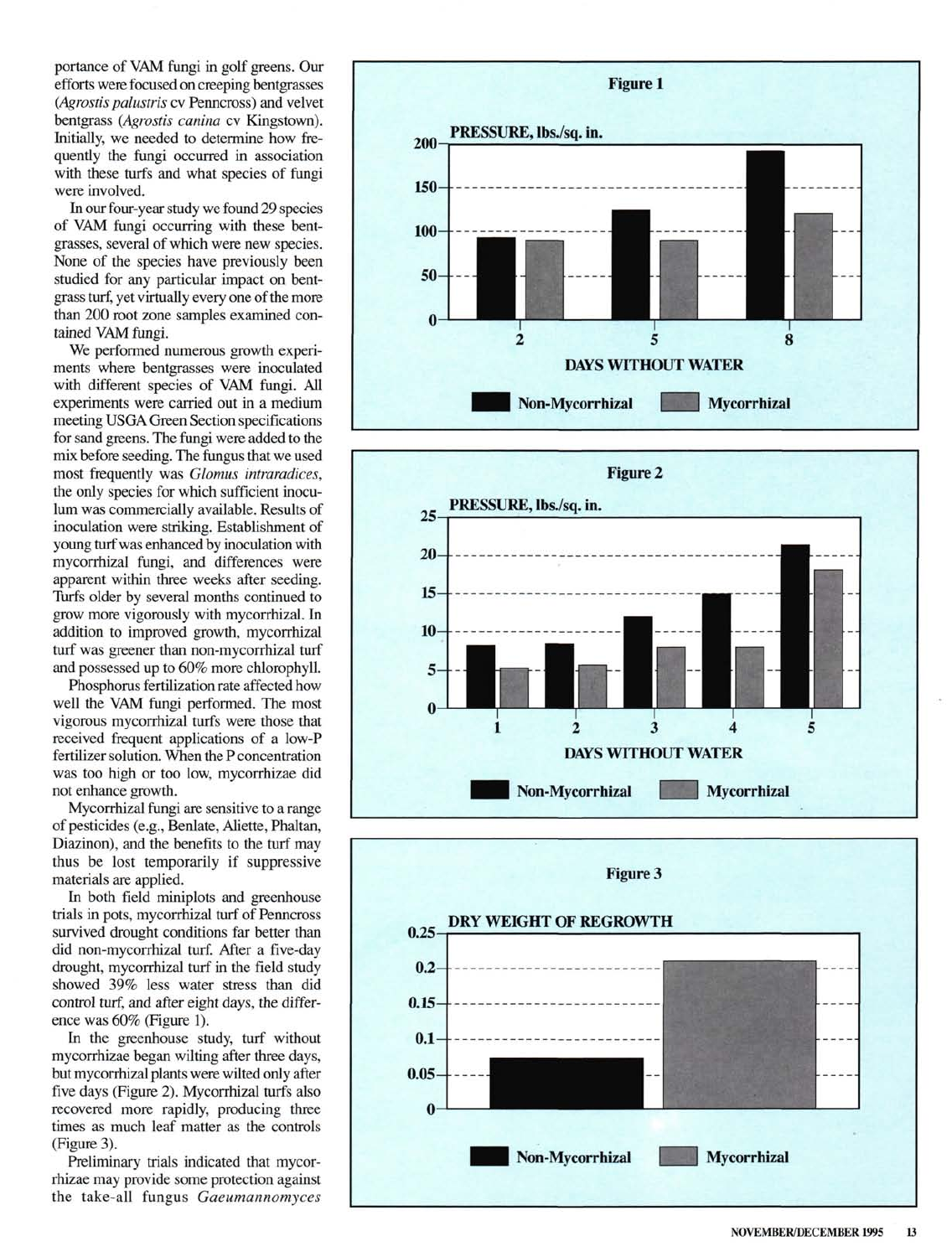portance of VAM fungi in golf greens. Our efforts were focused on creeping bentgrasses (*Agrostis palustris* cv Penncross) and velvet bentgrass (*Agrostis canina* cv Kingstown). Initially, we needed to determine how frequently the fungi occurred in association with these turfs and what species of fungi were involved.

In our four-year study we found 29 species of VAM fungi occurring with these bentgrasses, several of which were new species. None of the species have previously been studied for any particular impact on bentgrass turf, yet virtually every one of the more than 200 root zone samples examined contained VAM fungi.

We performed numerous growth experiments where bentgrasses were inoculated with different species of VAM fungi. All experiments were carried out in a medium meeting USGA Green Section specifications for sand greens. The fungi were added to the mix before seeding. The fungus that we used most frequently was *Glomus intraradices*, the only species for which sufficient inoculum was commercially available. Results of inoculation were striking. Establishment of young turf was enhanced by inoculation with mycorrhizal fungi, and differences were apparent within three weeks after seeding. Turfs older by several months continued to grow more vigorously with mycorrhizal. In addition to improved growth, mycorrhizal turf was greener than non-mycorrhizal turf and possessed up to 60% more chlorophyll.

Phosphorus fertilization rate affected how well the VAM fungi performed. The most vigorous mycorrhizal turfs were those that received frequent applications of a low-P fertilizer solution. When the P concentration was too high or too low, mycorrhizae did not enhance growth.

Mycorrhizal fungi are sensitive to a range of pesticides (e.g., Benlate, Aliette, Phaltan, Diazinon), and the benefits to the turf may thus be lost temporarily if suppressive materials are applied.

In both field miniplots and greenhouse trials in pots, mycorrhizal turf of Penncross survived drought conditions far better than did non-mycorrhizal turf. After a five-day drought, mycorrhizal turf in the field study showed 39% less water stress than did control turf, and after eight days, the difference was 60% (Figure 1).

In the greenhouse study, turf without mycorrhizae began wilting after three days, but mycorrhizal plants were wilted only after five days (Figure 2). Mycorrhizal turfs also recovered more rapidly, producing three times as much leaf matter as the controls (Figure 3).

Preliminary trials indicated that mycorrhizae may provide some protection against the take-all fungus *Gaeumannomyces*

**Figure 1**

PRESSURE, lbs./sq. in. — DAYS WITHOUT WATER (2, 5, 8) — Non-Mycorrhizal / Mycorrhizal

**Figure 2**

PRESSURE, lbs./sq. in. — DAYS WITHOUT WATER (1, 2, 3, 4, 5) — Non-Mycorrhizal / Mycorrhizal

**Figure 3**

DRY WEIGHT OF REGROWTH — Non-Mycorrhizal / Mycorrhizal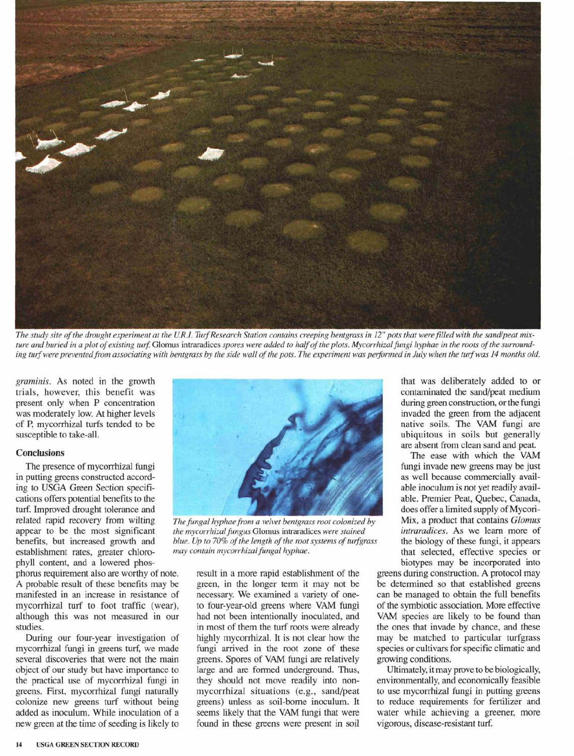*The study site of the drought experiment at the U.R.I. Turf Research Station contains creeping bentgrass in 12" pots that were filled with the sand/peat mixture and buried in a plot of existing turf.* Glomus intraradices *spores were added to half of the plots. Mycorrhizal fungi hyphae in the roots of the surrounding turf were prevented from associating with bentgrass by the side wall of the pots. The experiment was performed in July when the turf was 14 months old.*

*graminis*. As noted in the growth trials, however, this benefit was present only when P concentration was moderately low. At higher levels of P, mycorrhizal turfs tended to be susceptible to take-all.

## Conclusions

The presence of mycorrhizal fungi in putting greens constructed according to USGA Green Section specifications offers potential benefits to the turf. Improved drought tolerance and related rapid recovery from wilting appear to be the most significant benefits, but increased growth and establishment rates, greater chlorophyll content, and a lowered phosphorus requirement also are worthy of note. A probable result of these benefits may be manifested in an increase in resistance of mycorrhizal turf to foot traffic (wear), although this was not measured in our studies.

*The fungal hyphae from a velvet bentgrass root colonized by the mycorrhizal fungus* Glomus intraradices *were stained blue. Up to 70% of the length of the root systems of turfgrass may contain mycorrhizal fungal hyphae.*

During our four-year investigation of mycorrhizal fungi in greens turf, we made several discoveries that were not the main object of our study but have importance to the practical use of mycorrhizal fungi in greens. First, mycorrhizal fungi naturally colonize new greens turf without being added as inoculum. While inoculation of a new green at the time of seeding is likely to result in a more rapid establishment of the green, in the longer term it may not be necessary. We examined a variety of one- to four-year-old greens where VAM fungi had not been intentionally inoculated, and in most of them the turf roots were already highly mycorrhizal. It is not clear how the fungi arrived in the root zone of these greens. Spores of VAM fungi are relatively large and are formed underground. Thus, they should not move readily into non-mycorrhizal situations (e.g., sand/peat greens) unless as soil-borne inoculum. It seems likely that the VAM fungi that were found in these greens were present in soil that was deliberately added to or contaminated the sand/peat medium during green construction, or the fungi invaded the green from the adjacent native soils. The VAM fungi are ubiquitous in soils but generally are absent from clean sand and peat.

The ease with which the VAM fungi invade new greens may be just as well because commercially available inoculum is not yet readily available. Premier Peat, Quebec, Canada, does offer a limited supply of Mycori-Mix, a product that contains *Glomus intraradices*. As we learn more of the biology of these fungi, it appears that selected, effective species or biotypes may be incorporated into greens during construction. A protocol may be determined so that established greens can be managed to obtain the full benefits of the symbiotic association. More effective VAM species are likely to be found than the ones that invade by chance, and these may be matched to particular turfgrass species or cultivars for specific climatic and growing conditions.

Ultimately, it may prove to be biologically, environmentally, and economically feasible to use mycorrhizal fungi in putting greens to reduce requirements for fertilizer and water while achieving a greener, more vigorous, disease-resistant turf.